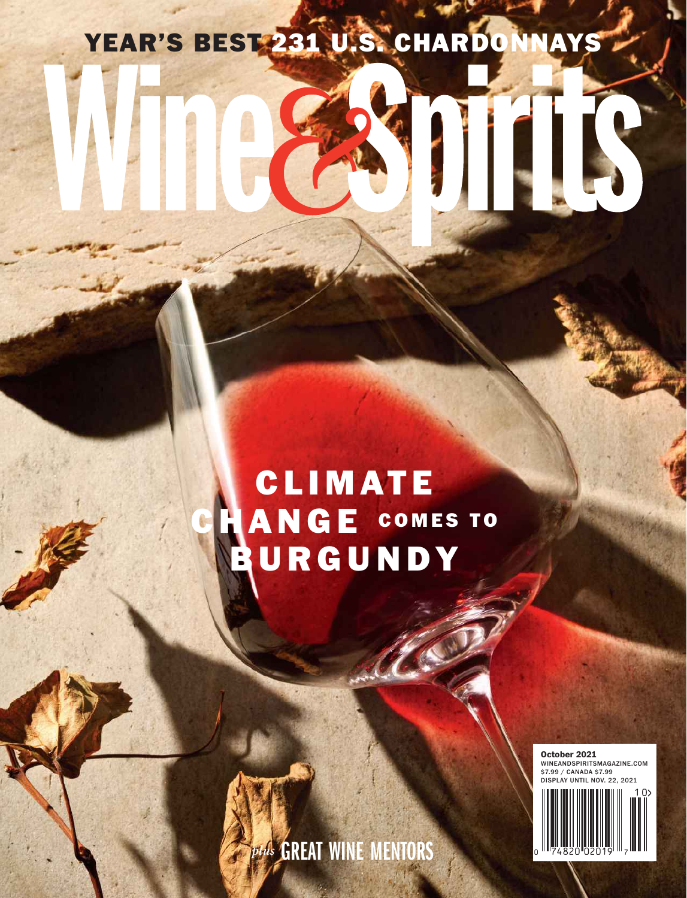YEAR'S BEST 231 U.S. CHARDONNAYS

# Wine&Spirits

## CLIMATE CHANGE COMES TO BURGUNDY

*plus* GREAT WINE MENTORS

October 2021
WINEANDSPIRITSMAGAZINE.COM
$7.99 / CANADA $7.99
DISPLAY UNTIL NOV. 22, 2021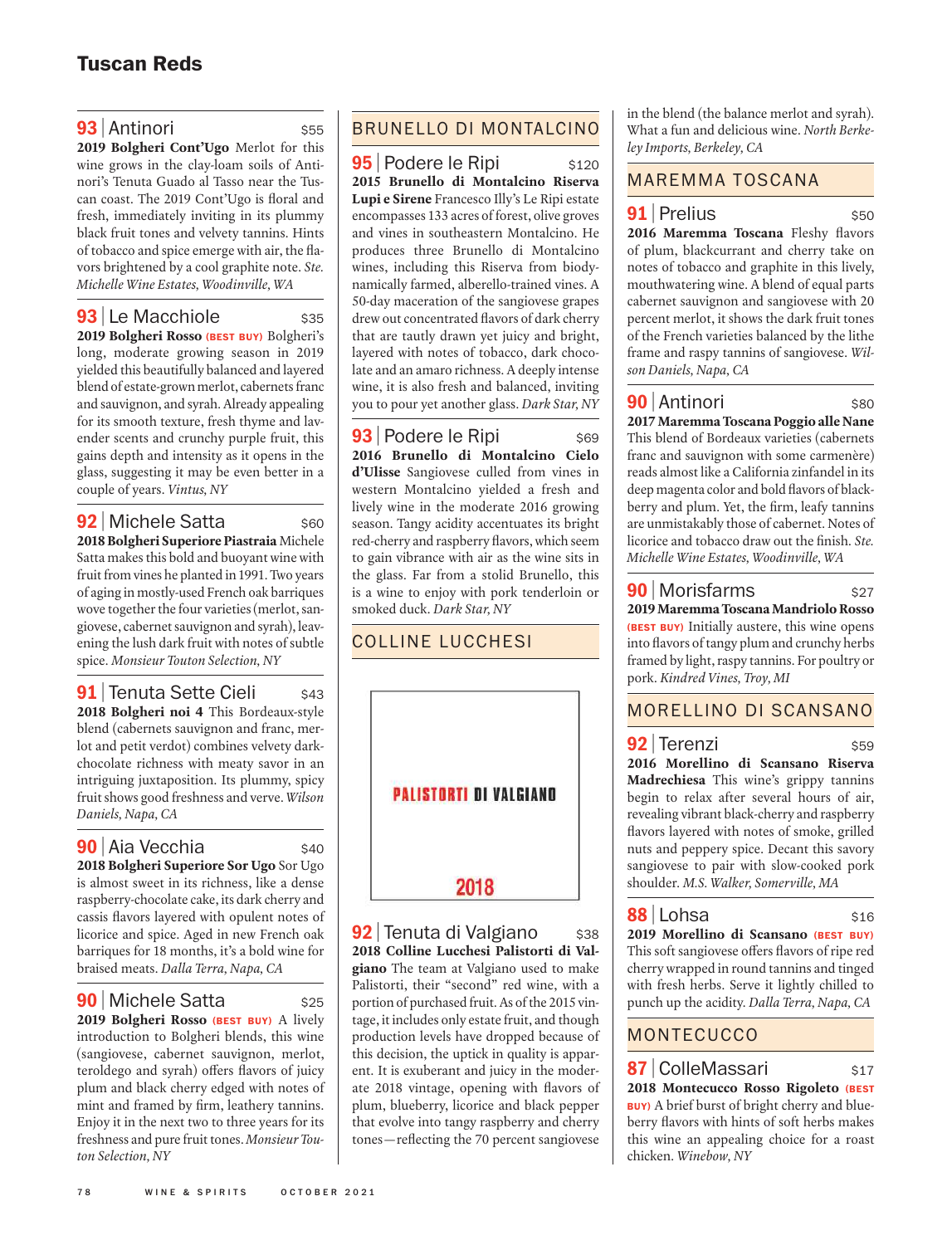# Tuscan Reds

**93** | Antinori $55

**2019 Bolgheri Cont'Ugo** Merlot for this wine grows in the clay-loam soils of Antinori's Tenuta Guado al Tasso near the Tuscan coast. The 2019 Cont'Ugo is floral and fresh, immediately inviting in its plummy black fruit tones and velvety tannins. Hints of tobacco and spice emerge with air, the flavors brightened by a cool graphite note. *Ste. Michelle Wine Estates, Woodinville, WA*

**93** | Le Macchiole $35

**2019 Bolgheri Rosso** (BEST BUY) Bolgheri's long, moderate growing season in 2019 yielded this beautifully balanced and layered blend of estate-grown merlot, cabernets franc and sauvignon, and syrah. Already appealing for its smooth texture, fresh thyme and lavender scents and crunchy purple fruit, this gains depth and intensity as it opens in the glass, suggesting it may be even better in a couple of years. *Vintus, NY*

**92** | Michele Satta $60

**2018 Bolgheri Superiore Piastraia** Michele Satta makes this bold and buoyant wine with fruit from vines he planted in 1991. Two years of aging in mostly-used French oak barriques wove together the four varieties (merlot, sangiovese, cabernet sauvignon and syrah), leavening the lush dark fruit with notes of subtle spice. *Monsieur Touton Selection, NY*

**91** | Tenuta Sette Cieli $43

**2018 Bolgheri noi 4** This Bordeaux-style blend (cabernets sauvignon and franc, merlot and petit verdot) combines velvety dark-chocolate richness with meaty savor in an intriguing juxtaposition. Its plummy, spicy fruit shows good freshness and verve. *Wilson Daniels, Napa, CA*

**90** | Aia Vecchia $40

**2018 Bolgheri Superiore Sor Ugo** Sor Ugo is almost sweet in its richness, like a dense raspberry-chocolate cake, its dark cherry and cassis flavors layered with opulent notes of licorice and spice. Aged in new French oak barriques for 18 months, it's a bold wine for braised meats. *Dalla Terra, Napa, CA*

**90** | Michele Satta $25

**2019 Bolgheri Rosso** (BEST BUY) A lively introduction to Bolgheri blends, this wine (sangiovese, cabernet sauvignon, merlot, teroldego and syrah) offers flavors of juicy plum and black cherry edged with notes of mint and framed by firm, leathery tannins. Enjoy it in the next two to three years for its freshness and pure fruit tones. *Monsieur Touton Selection, NY*

## BRUNELLO DI MONTALCINO

**95** | Podere le Ripi $120

**2015 Brunello di Montalcino Riserva Lupi e Sirene** Francesco Illy's Le Ripi estate encompasses 133 acres of forest, olive groves and vines in southeastern Montalcino. He produces three Brunello di Montalcino wines, including this Riserva from biodynamically farmed, alberello-trained vines. A 50-day maceration of the sangiovese grapes drew out concentrated flavors of dark cherry that are tautly drawn yet juicy and bright, layered with notes of tobacco, dark chocolate and an amaro richness. A deeply intense wine, it is also fresh and balanced, inviting you to pour yet another glass. *Dark Star, NY*

**93** | Podere le Ripi $69

**2016 Brunello di Montalcino Cielo d'Ulisse** Sangiovese culled from vines in western Montalcino yielded a fresh and lively wine in the moderate 2016 growing season. Tangy acidity accentuates its bright red-cherry and raspberry flavors, which seem to gain vibrance with air as the wine sits in the glass. Far from a stolid Brunello, this is a wine to enjoy with pork tenderloin or smoked duck. *Dark Star, NY*

## COLLINE LUCCHESI

PALISTORTI DI VALGIANO

2018

**92** | Tenuta di Valgiano $38

**2018 Colline Lucchesi Palistorti di Valgiano** The team at Valgiano used to make Palistorti, their "second" red wine, with a portion of purchased fruit. As of the 2015 vintage, it includes only estate fruit, and though production levels have dropped because of this decision, the uptick in quality is apparent. It is exuberant and juicy in the moderate 2018 vintage, opening with flavors of plum, blueberry, licorice and black pepper that evolve into tangy raspberry and cherry tones—reflecting the 70 percent sangiovese in the blend (the balance merlot and syrah). What a fun and delicious wine. *North Berkeley Imports, Berkeley, CA*

## MAREMMA TOSCANA

**91** | Prelius $50

**2016 Maremma Toscana** Fleshy flavors of plum, blackcurrant and cherry take on notes of tobacco and graphite in this lively, mouthwatering wine. A blend of equal parts cabernet sauvignon and sangiovese with 20 percent merlot, it shows the dark fruit tones of the French varieties balanced by the lithe frame and raspy tannins of sangiovese. *Wilson Daniels, Napa, CA*

**90** | Antinori $80

**2017 Maremma Toscana Poggio alle Nane** This blend of Bordeaux varieties (cabernets franc and sauvignon with some carmenère) reads almost like a California zinfandel in its deep magenta color and bold flavors of blackberry and plum. Yet, the firm, leafy tannins are unmistakably those of cabernet. Notes of licorice and tobacco draw out the finish. *Ste. Michelle Wine Estates, Woodinville, WA*

**90** | Morisfarms $27

**2019 Maremma Toscana Mandriolo Rosso** (BEST BUY) Initially austere, this wine opens into flavors of tangy plum and crunchy herbs framed by light, raspy tannins. For poultry or pork. *Kindred Vines, Troy, MI*

## MORELLINO DI SCANSANO

**92** | Terenzi $59

**2016 Morellino di Scansano Riserva Madrechiesa** This wine's grippy tannins begin to relax after several hours of air, revealing vibrant black-cherry and raspberry flavors layered with notes of smoke, grilled nuts and peppery spice. Decant this savory sangiovese to pair with slow-cooked pork shoulder. *M.S. Walker, Somerville, MA*

**88** | Lohsa $16

**2019 Morellino di Scansano** (BEST BUY) This soft sangiovese offers flavors of ripe red cherry wrapped in round tannins and tinged with fresh herbs. Serve it lightly chilled to punch up the acidity. *Dalla Terra, Napa, CA*

## MONTECUCCO

**87** | ColleMassari $17

**2018 Montecucco Rosso Rigoleto** (BEST BUY) A brief burst of bright cherry and blueberry flavors with hints of soft herbs makes this wine an appealing choice for a roast chicken. *Winebow, NY*